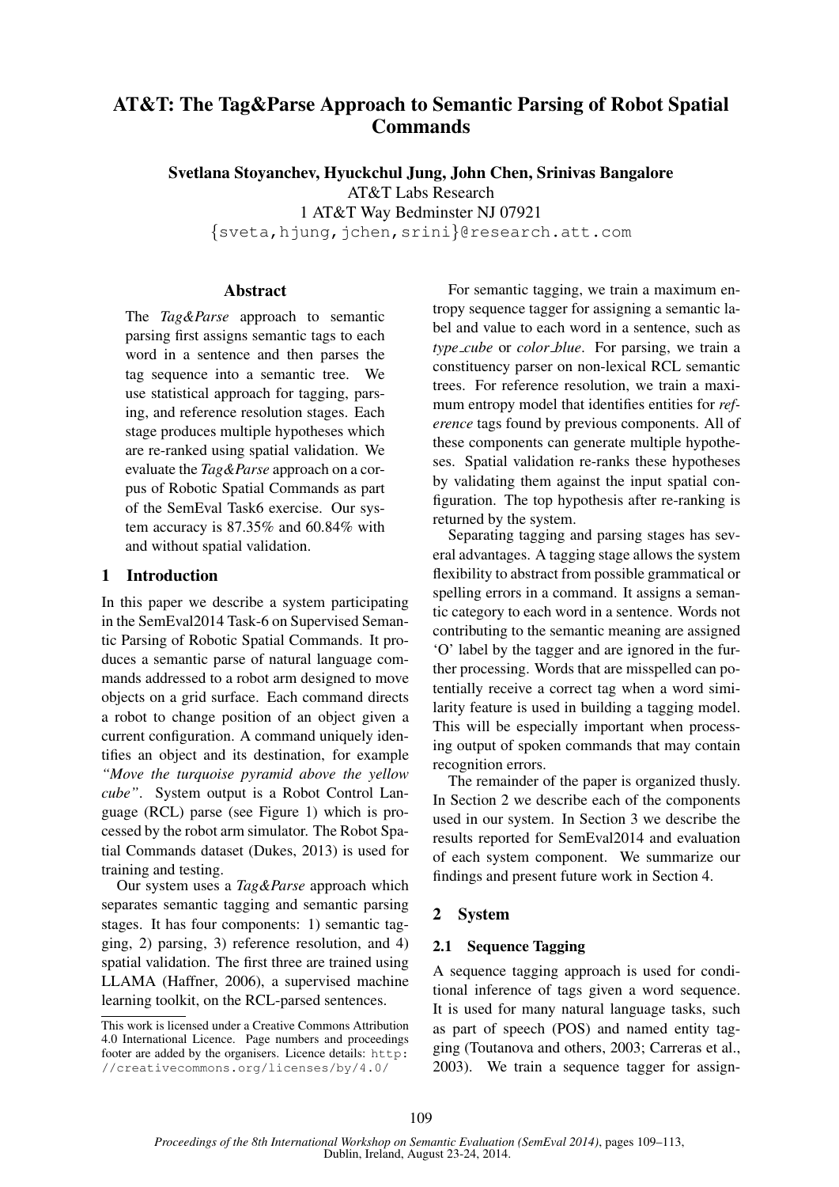# AT&T: The Tag&Parse Approach to Semantic Parsing of Robot Spatial Commands

**Svetlana Stoyanchev, Hyuckchul Jung, John Chen, Srinivas Bangalore**
AT&T Labs Research
1 AT&T Way Bedminster NJ 07921
{sveta,hjung,jchen,srini}@research.att.com

### Abstract

The *Tag&Parse* approach to semantic parsing first assigns semantic tags to each word in a sentence and then parses the tag sequence into a semantic tree. We use statistical approach for tagging, parsing, and reference resolution stages. Each stage produces multiple hypotheses which are re-ranked using spatial validation. We evaluate the *Tag&Parse* approach on a corpus of Robotic Spatial Commands as part of the SemEval Task6 exercise. Our system accuracy is 87.35% and 60.84% with and without spatial validation.

## 1 Introduction

In this paper we describe a system participating in the SemEval2014 Task-6 on Supervised Semantic Parsing of Robotic Spatial Commands. It produces a semantic parse of natural language commands addressed to a robot arm designed to move objects on a grid surface. Each command directs a robot to change position of an object given a current configuration. A command uniquely identifies an object and its destination, for example *"Move the turquoise pyramid above the yellow cube"*. System output is a Robot Control Language (RCL) parse (see Figure 1) which is processed by the robot arm simulator. The Robot Spatial Commands dataset (Dukes, 2013) is used for training and testing.

Our system uses a *Tag&Parse* approach which separates semantic tagging and semantic parsing stages. It has four components: 1) semantic tagging, 2) parsing, 3) reference resolution, and 4) spatial validation. The first three are trained using LLAMA (Haffner, 2006), a supervised machine learning toolkit, on the RCL-parsed sentences.

This work is licensed under a Creative Commons Attribution 4.0 International Licence. Page numbers and proceedings footer are added by the organisers. Licence details: http://creativecommons.org/licenses/by/4.0/

For semantic tagging, we train a maximum entropy sequence tagger for assigning a semantic label and value to each word in a sentence, such as *type_cube* or *color_blue*. For parsing, we train a constituency parser on non-lexical RCL semantic trees. For reference resolution, we train a maximum entropy model that identifies entities for *reference* tags found by previous components. All of these components can generate multiple hypotheses. Spatial validation re-ranks these hypotheses by validating them against the input spatial configuration. The top hypothesis after re-ranking is returned by the system.

Separating tagging and parsing stages has several advantages. A tagging stage allows the system flexibility to abstract from possible grammatical or spelling errors in a command. It assigns a semantic category to each word in a sentence. Words not contributing to the semantic meaning are assigned 'O' label by the tagger and are ignored in the further processing. Words that are misspelled can potentially receive a correct tag when a word similarity feature is used in building a tagging model. This will be especially important when processing output of spoken commands that may contain recognition errors.

The remainder of the paper is organized thusly. In Section 2 we describe each of the components used in our system. In Section 3 we describe the results reported for SemEval2014 and evaluation of each system component. We summarize our findings and present future work in Section 4.

## 2 System

### 2.1 Sequence Tagging

A sequence tagging approach is used for conditional inference of tags given a word sequence. It is used for many natural language tasks, such as part of speech (POS) and named entity tagging (Toutanova and others, 2003; Carreras et al., 2003). We train a sequence tagger for assign-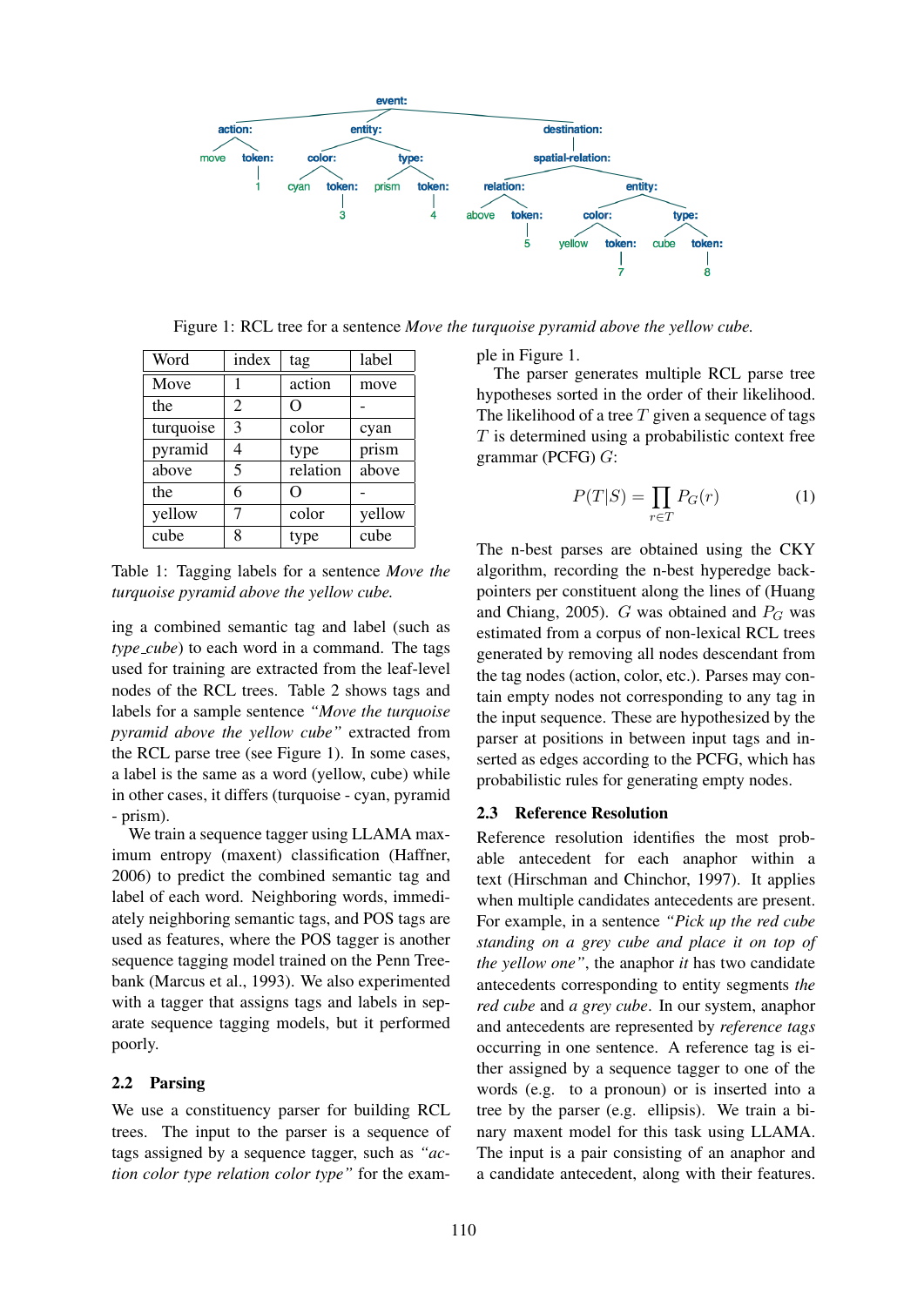Figure 1: RCL tree for a sentence *Move the turquoise pyramid above the yellow cube.*

| Word | index | tag | label |
|---|---|---|---|
| Move | 1 | action | move |
| the | 2 | O | - |
| turquoise | 3 | color | cyan |
| pyramid | 4 | type | prism |
| above | 5 | relation | above |
| the | 6 | O | - |
| yellow | 7 | color | yellow |
| cube | 8 | type | cube |

Table 1: Tagging labels for a sentence *Move the turquoise pyramid above the yellow cube.*

ing a combined semantic tag and label (such as *type_cube*) to each word in a command. The tags used for training are extracted from the leaf-level nodes of the RCL trees. Table 2 shows tags and labels for a sample sentence *"Move the turquoise pyramid above the yellow cube"* extracted from the RCL parse tree (see Figure 1). In some cases, a label is the same as a word (yellow, cube) while in other cases, it differs (turquoise - cyan, pyramid - prism).

We train a sequence tagger using LLAMA maximum entropy (maxent) classification (Haffner, 2006) to predict the combined semantic tag and label of each word. Neighboring words, immediately neighboring semantic tags, and POS tags are used as features, where the POS tagger is another sequence tagging model trained on the Penn Treebank (Marcus et al., 1993). We also experimented with a tagger that assigns tags and labels in separate sequence tagging models, but it performed poorly.

## 2.2 Parsing

We use a constituency parser for building RCL trees. The input to the parser is a sequence of tags assigned by a sequence tagger, such as *"action color type relation color type"* for the example in Figure 1.

The parser generates multiple RCL parse tree hypotheses sorted in the order of their likelihood. The likelihood of a tree $T$ given a sequence of tags $T$ is determined using a probabilistic context free grammar (PCFG) $G$:

$$P(T|S) = \prod_{r \in T} P_G(r) \quad (1)$$

The n-best parses are obtained using the CKY algorithm, recording the n-best hyperedge backpointers per constituent along the lines of (Huang and Chiang, 2005). $G$ was obtained and $P_G$ was estimated from a corpus of non-lexical RCL trees generated by removing all nodes descendant from the tag nodes (action, color, etc.). Parses may contain empty nodes not corresponding to any tag in the input sequence. These are hypothesized by the parser at positions in between input tags and inserted as edges according to the PCFG, which has probabilistic rules for generating empty nodes.

## 2.3 Reference Resolution

Reference resolution identifies the most probable antecedent for each anaphor within a text (Hirschman and Chinchor, 1997). It applies when multiple candidates antecedents are present. For example, in a sentence *"Pick up the red cube standing on a grey cube and place it on top of the yellow one"*, the anaphor *it* has two candidate antecedents corresponding to entity segments *the red cube* and *a grey cube*. In our system, anaphor and antecedents are represented by *reference tags* occurring in one sentence. A reference tag is either assigned by a sequence tagger to one of the words (e.g. to a pronoun) or is inserted into a tree by the parser (e.g. ellipsis). We train a binary maxent model for this task using LLAMA. The input is a pair consisting of an anaphor and a candidate antecedent, along with their features.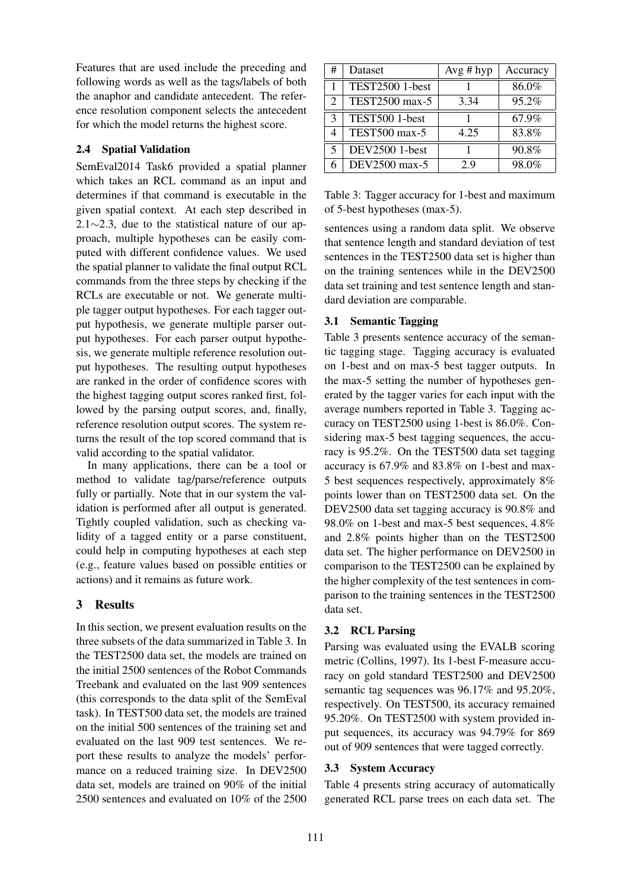Features that are used include the preceding and following words as well as the tags/labels of both the anaphor and candidate antecedent. The reference resolution component selects the antecedent for which the model returns the highest score.

### 2.4 Spatial Validation

SemEval2014 Task6 provided a spatial planner which takes an RCL command as an input and determines if that command is executable in the given spatial context. At each step described in 2.1∼2.3, due to the statistical nature of our approach, multiple hypotheses can be easily computed with different confidence values. We used the spatial planner to validate the final output RCL commands from the three steps by checking if the RCLs are executable or not. We generate multiple tagger output hypotheses. For each tagger output hypothesis, we generate multiple parser output hypotheses. For each parser output hypothesis, we generate multiple reference resolution output hypotheses. The resulting output hypotheses are ranked in the order of confidence scores with the highest tagging output scores ranked first, followed by the parsing output scores, and, finally, reference resolution output scores. The system returns the result of the top scored command that is valid according to the spatial validator.

In many applications, there can be a tool or method to validate tag/parse/reference outputs fully or partially. Note that in our system the validation is performed after all output is generated. Tightly coupled validation, such as checking validity of a tagged entity or a parse constituent, could help in computing hypotheses at each step (e.g., feature values based on possible entities or actions) and it remains as future work.

## 3 Results

In this section, we present evaluation results on the three subsets of the data summarized in Table 3. In the TEST2500 data set, the models are trained on the initial 2500 sentences of the Robot Commands Treebank and evaluated on the last 909 sentences (this corresponds to the data split of the SemEval task). In TEST500 data set, the models are trained on the initial 500 sentences of the training set and evaluated on the last 909 test sentences. We report these results to analyze the models' performance on a reduced training size. In DEV2500 data set, models are trained on 90% of the initial 2500 sentences and evaluated on 10% of the 2500 sentences using a random data split. We observe that sentence length and standard deviation of test sentences in the TEST2500 data set is higher than on the training sentences while in the DEV2500 data set training and test sentence length and standard deviation are comparable.

| # | Dataset | Avg # hyp | Accuracy |
|---|---|---|---|
| 1 | TEST2500 1-best | 1 | 86.0% |
| 2 | TEST2500 max-5 | 3.34 | 95.2% |
| 3 | TEST500 1-best | 1 | 67.9% |
| 4 | TEST500 max-5 | 4.25 | 83.8% |
| 5 | DEV2500 1-best | 1 | 90.8% |
| 6 | DEV2500 max-5 | 2.9 | 98.0% |

Table 3: Tagger accuracy for 1-best and maximum of 5-best hypotheses (max-5).

### 3.1 Semantic Tagging

Table 3 presents sentence accuracy of the semantic tagging stage. Tagging accuracy is evaluated on 1-best and on max-5 best tagger outputs. In the max-5 setting the number of hypotheses generated by the tagger varies for each input with the average numbers reported in Table 3. Tagging accuracy on TEST2500 using 1-best is 86.0%. Considering max-5 best tagging sequences, the accuracy is 95.2%. On the TEST500 data set tagging accuracy is 67.9% and 83.8% on 1-best and max-5 best sequences respectively, approximately 8% points lower than on TEST2500 data set. On the DEV2500 data set tagging accuracy is 90.8% and 98.0% on 1-best and max-5 best sequences, 4.8% and 2.8% points higher than on the TEST2500 data set. The higher performance on DEV2500 in comparison to the TEST2500 can be explained by the higher complexity of the test sentences in comparison to the training sentences in the TEST2500 data set.

### 3.2 RCL Parsing

Parsing was evaluated using the EVALB scoring metric (Collins, 1997). Its 1-best F-measure accuracy on gold standard TEST2500 and DEV2500 semantic tag sequences was 96.17% and 95.20%, respectively. On TEST500, its accuracy remained 95.20%. On TEST2500 with system provided input sequences, its accuracy was 94.79% for 869 out of 909 sentences that were tagged correctly.

### 3.3 System Accuracy

Table 4 presents string accuracy of automatically generated RCL parse trees on each data set. The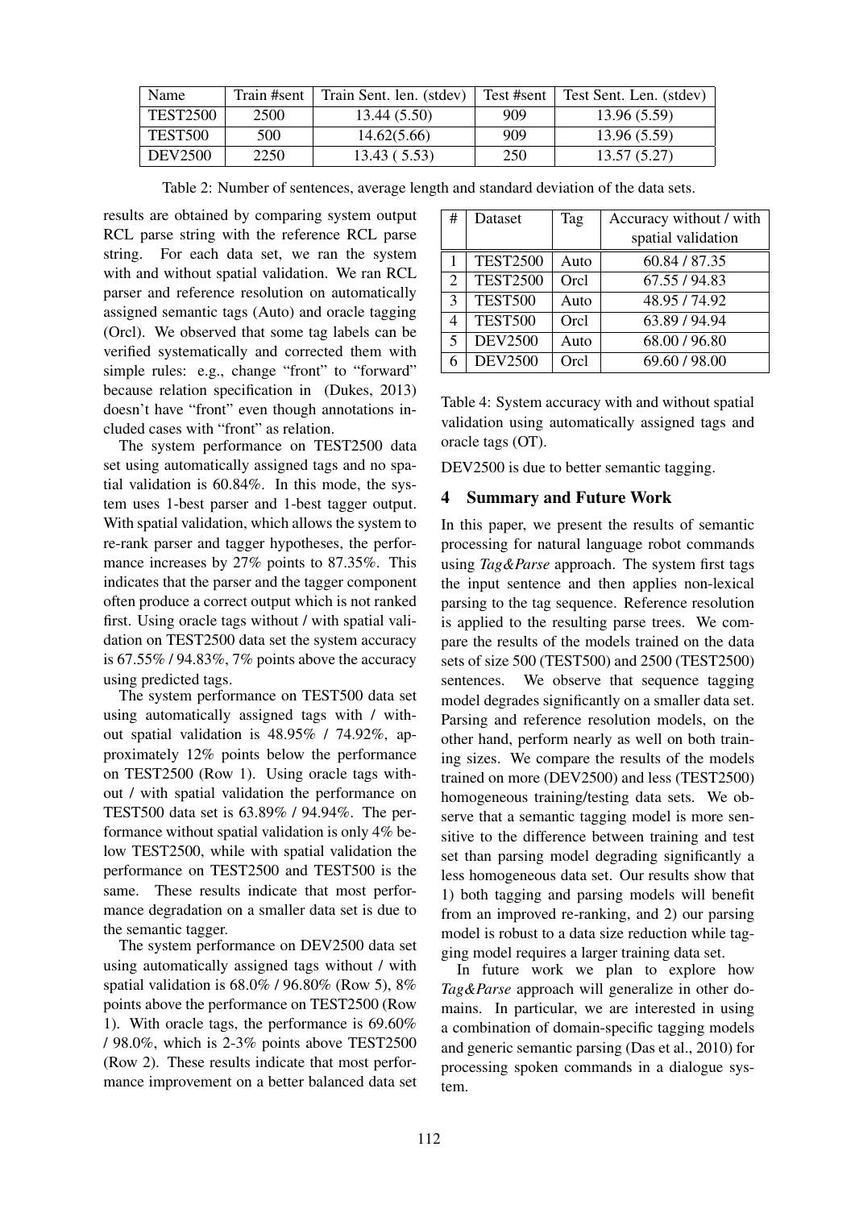| Name | Train #sent | Train Sent. len. (stdev) | Test #sent | Test Sent. Len. (stdev) |
|---|---|---|---|---|
| TEST2500 | 2500 | 13.44 (5.50) | 909 | 13.96 (5.59) |
| TEST500 | 500 | 14.62(5.66) | 909 | 13.96 (5.59) |
| DEV2500 | 2250 | 13.43 ( 5.53) | 250 | 13.57 (5.27) |

Table 2: Number of sentences, average length and standard deviation of the data sets.

results are obtained by comparing system output RCL parse string with the reference RCL parse string. For each data set, we ran the system with and without spatial validation. We ran RCL parser and reference resolution on automatically assigned semantic tags (Auto) and oracle tagging (Orcl). We observed that some tag labels can be verified systematically and corrected them with simple rules: e.g., change "front" to "forward" because relation specification in (Dukes, 2013) doesn't have "front" even though annotations included cases with "front" as relation.

The system performance on TEST2500 data set using automatically assigned tags and no spatial validation is 60.84%. In this mode, the system uses 1-best parser and 1-best tagger output. With spatial validation, which allows the system to re-rank parser and tagger hypotheses, the performance increases by 27% points to 87.35%. This indicates that the parser and the tagger component often produce a correct output which is not ranked first. Using oracle tags without / with spatial validation on TEST2500 data set the system accuracy is 67.55% / 94.83%, 7% points above the accuracy using predicted tags.

The system performance on TEST500 data set using automatically assigned tags with / without spatial validation is 48.95% / 74.92%, approximately 12% points below the performance on TEST2500 (Row 1). Using oracle tags without / with spatial validation the performance on TEST500 data set is 63.89% / 94.94%. The performance without spatial validation is only 4% below TEST2500, while with spatial validation the performance on TEST2500 and TEST500 is the same. These results indicate that most performance degradation on a smaller data set is due to the semantic tagger.

The system performance on DEV2500 data set using automatically assigned tags without / with spatial validation is 68.0% / 96.80% (Row 5), 8% points above the performance on TEST2500 (Row 1). With oracle tags, the performance is 69.60% / 98.0%, which is 2-3% points above TEST2500 (Row 2). These results indicate that most performance improvement on a better balanced data set DEV2500 is due to better semantic tagging.

| # | Dataset | Tag | Accuracy without / with spatial validation |
|---|---|---|---|
| 1 | TEST2500 | Auto | 60.84 / 87.35 |
| 2 | TEST2500 | Orcl | 67.55 / 94.83 |
| 3 | TEST500 | Auto | 48.95 / 74.92 |
| 4 | TEST500 | Orcl | 63.89 / 94.94 |
| 5 | DEV2500 | Auto | 68.00 / 96.80 |
| 6 | DEV2500 | Orcl | 69.60 / 98.00 |

Table 4: System accuracy with and without spatial validation using automatically assigned tags and oracle tags (OT).

## 4 Summary and Future Work

In this paper, we present the results of semantic processing for natural language robot commands using *Tag&Parse* approach. The system first tags the input sentence and then applies non-lexical parsing to the tag sequence. Reference resolution is applied to the resulting parse trees. We compare the results of the models trained on the data sets of size 500 (TEST500) and 2500 (TEST2500) sentences. We observe that sequence tagging model degrades significantly on a smaller data set. Parsing and reference resolution models, on the other hand, perform nearly as well on both training sizes. We compare the results of the models trained on more (DEV2500) and less (TEST2500) homogeneous training/testing data sets. We observe that a semantic tagging model is more sensitive to the difference between training and test set than parsing model degrading significantly a less homogeneous data set. Our results show that 1) both tagging and parsing models will benefit from an improved re-ranking, and 2) our parsing model is robust to a data size reduction while tagging model requires a larger training data set.

In future work we plan to explore how *Tag&Parse* approach will generalize in other domains. In particular, we are interested in using a combination of domain-specific tagging models and generic semantic parsing (Das et al., 2010) for processing spoken commands in a dialogue system.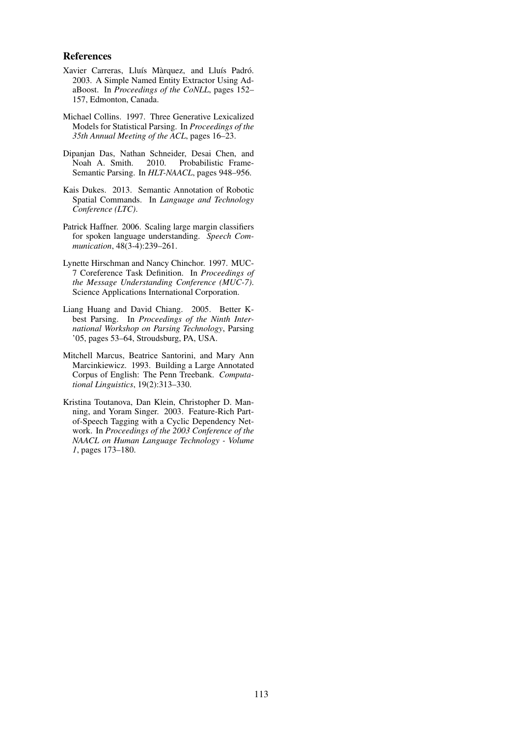## References

Xavier Carreras, Lluís Màrquez, and Lluís Padró. 2003. A Simple Named Entity Extractor Using AdaBoost. In *Proceedings of the CoNLL*, pages 152–157, Edmonton, Canada.

Michael Collins. 1997. Three Generative Lexicalized Models for Statistical Parsing. In *Proceedings of the 35th Annual Meeting of the ACL*, pages 16–23.

Dipanjan Das, Nathan Schneider, Desai Chen, and Noah A. Smith. 2010. Probabilistic Frame-Semantic Parsing. In *HLT-NAACL*, pages 948–956.

Kais Dukes. 2013. Semantic Annotation of Robotic Spatial Commands. In *Language and Technology Conference (LTC)*.

Patrick Haffner. 2006. Scaling large margin classifiers for spoken language understanding. *Speech Communication*, 48(3-4):239–261.

Lynette Hirschman and Nancy Chinchor. 1997. MUC-7 Coreference Task Definition. In *Proceedings of the Message Understanding Conference (MUC-7)*. Science Applications International Corporation.

Liang Huang and David Chiang. 2005. Better K-best Parsing. In *Proceedings of the Ninth International Workshop on Parsing Technology*, Parsing '05, pages 53–64, Stroudsburg, PA, USA.

Mitchell Marcus, Beatrice Santorini, and Mary Ann Marcinkiewicz. 1993. Building a Large Annotated Corpus of English: The Penn Treebank. *Computational Linguistics*, 19(2):313–330.

Kristina Toutanova, Dan Klein, Christopher D. Manning, and Yoram Singer. 2003. Feature-Rich Part-of-Speech Tagging with a Cyclic Dependency Network. In *Proceedings of the 2003 Conference of the NAACL on Human Language Technology - Volume 1*, pages 173–180.